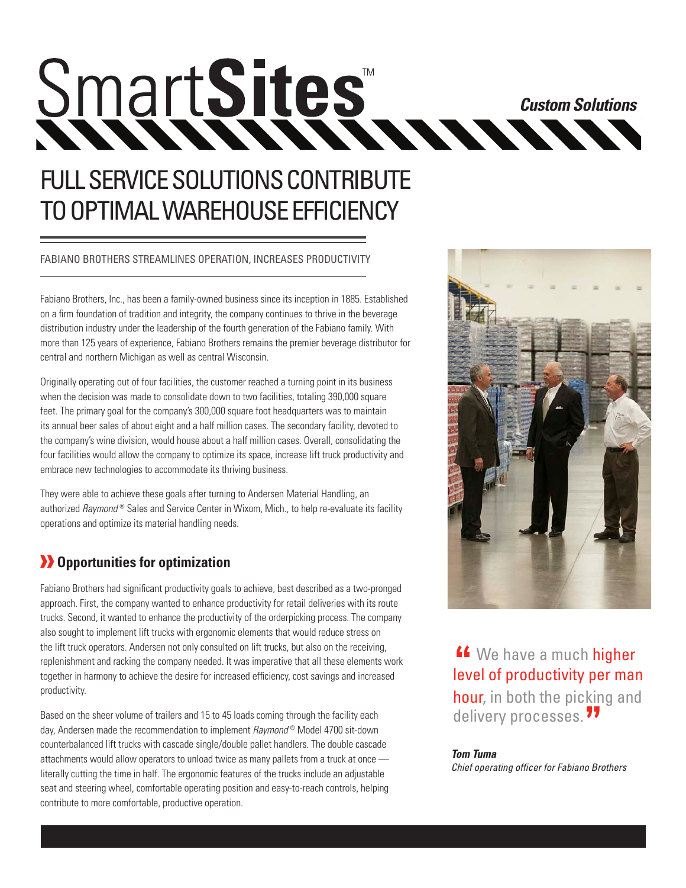# SmartSites™

*Custom Solutions*

# FULL SERVICE SOLUTIONS CONTRIBUTE TO OPTIMAL WAREHOUSE EFFICIENCY

FABIANO BROTHERS STREAMLINES OPERATION, INCREASES PRODUCTIVITY

Fabiano Brothers, Inc., has been a family-owned business since its inception in 1885. Established on a firm foundation of tradition and integrity, the company continues to thrive in the beverage distribution industry under the leadership of the fourth generation of the Fabiano family. With more than 125 years of experience, Fabiano Brothers remains the premier beverage distributor for central and northern Michigan as well as central Wisconsin.

Originally operating out of four facilities, the customer reached a turning point in its business when the decision was made to consolidate down to two facilities, totaling 390,000 square feet. The primary goal for the company's 300,000 square foot headquarters was to maintain its annual beer sales of about eight and a half million cases. The secondary facility, devoted to the company's wine division, would house about a half million cases. Overall, consolidating the four facilities would allow the company to optimize its space, increase lift truck productivity and embrace new technologies to accommodate its thriving business.

They were able to achieve these goals after turning to Andersen Material Handling, an authorized *Raymond*® Sales and Service Center in Wixom, Mich., to help re-evaluate its facility operations and optimize its material handling needs.

## Opportunities for optimization

Fabiano Brothers had significant productivity goals to achieve, best described as a two-pronged approach. First, the company wanted to enhance productivity for retail deliveries with its route trucks. Second, it wanted to enhance the productivity of the orderpicking process. The company also sought to implement lift trucks with ergonomic elements that would reduce stress on the lift truck operators. Andersen not only consulted on lift trucks, but also on the receiving, replenishment and racking the company needed. It was imperative that all these elements work together in harmony to achieve the desire for increased efficiency, cost savings and increased productivity.

Based on the sheer volume of trailers and 15 to 45 loads coming through the facility each day, Andersen made the recommendation to implement *Raymond*® Model 4700 sit-down counterbalanced lift trucks with cascade single/double pallet handlers. The double cascade attachments would allow operators to unload twice as many pallets from a truck at once — literally cutting the time in half. The ergonomic features of the trucks include an adjustable seat and steering wheel, comfortable operating position and easy-to-reach controls, helping contribute to more comfortable, productive operation.

> "We have a much higher level of productivity per man hour, in both the picking and delivery processes."
>
> ***Tom Tuma***
> *Chief operating officer for Fabiano Brothers*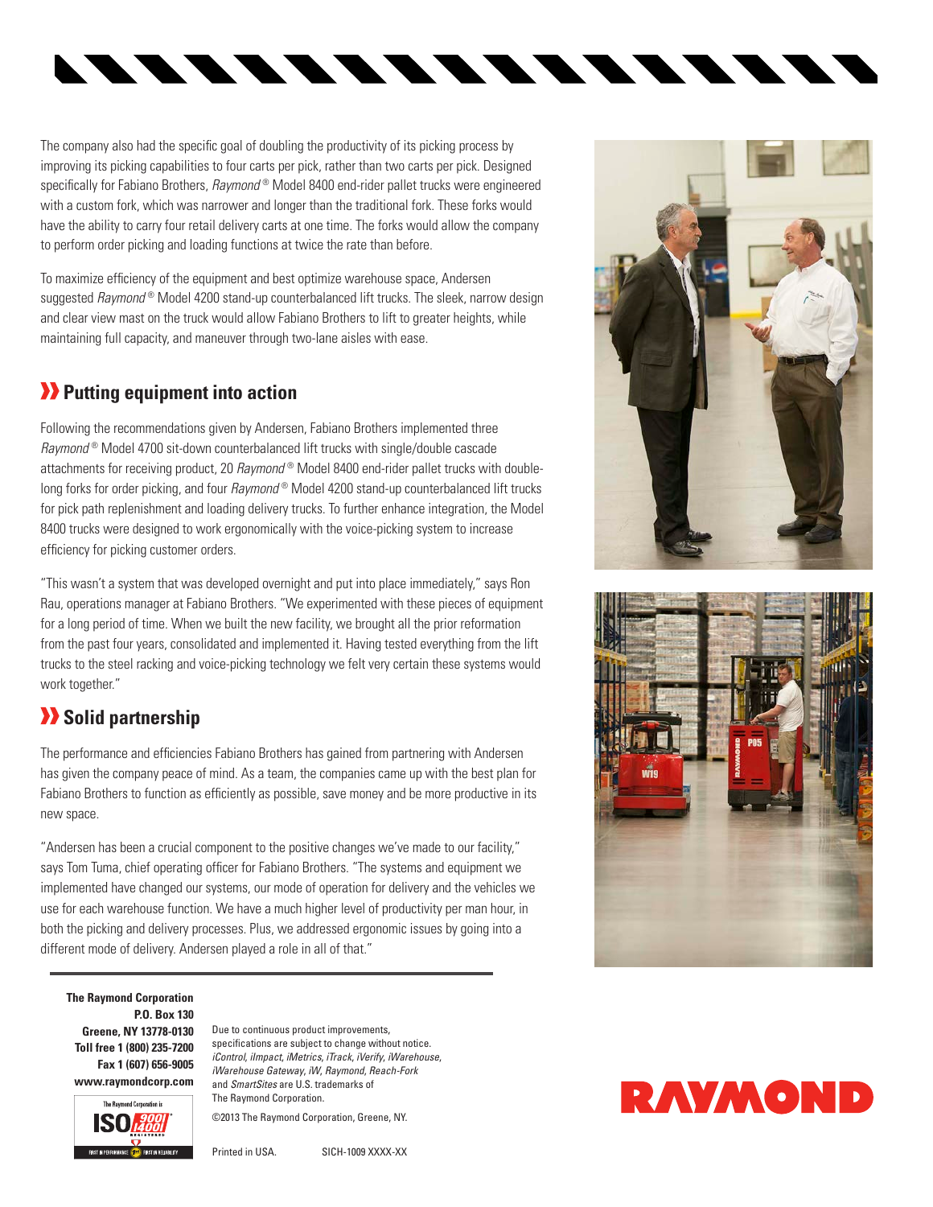The company also had the specific goal of doubling the productivity of its picking process by improving its picking capabilities to four carts per pick, rather than two carts per pick. Designed specifically for Fabiano Brothers, *Raymond*® Model 8400 end-rider pallet trucks were engineered with a custom fork, which was narrower and longer than the traditional fork. These forks would have the ability to carry four retail delivery carts at one time. The forks would allow the company to perform order picking and loading functions at twice the rate than before.

To maximize efficiency of the equipment and best optimize warehouse space, Andersen suggested *Raymond*® Model 4200 stand-up counterbalanced lift trucks. The sleek, narrow design and clear view mast on the truck would allow Fabiano Brothers to lift to greater heights, while maintaining full capacity, and maneuver through two-lane aisles with ease.

## Putting equipment into action

Following the recommendations given by Andersen, Fabiano Brothers implemented three *Raymond*® Model 4700 sit-down counterbalanced lift trucks with single/double cascade attachments for receiving product, 20 *Raymond*® Model 8400 end-rider pallet trucks with double-long forks for order picking, and four *Raymond*® Model 4200 stand-up counterbalanced lift trucks for pick path replenishment and loading delivery trucks. To further enhance integration, the Model 8400 trucks were designed to work ergonomically with the voice-picking system to increase efficiency for picking customer orders.

"This wasn't a system that was developed overnight and put into place immediately," says Ron Rau, operations manager at Fabiano Brothers. "We experimented with these pieces of equipment for a long period of time. When we built the new facility, we brought all the prior reformation from the past four years, consolidated and implemented it. Having tested everything from the lift trucks to the steel racking and voice-picking technology we felt very certain these systems would work together."

## Solid partnership

The performance and efficiencies Fabiano Brothers has gained from partnering with Andersen has given the company peace of mind. As a team, the companies came up with the best plan for Fabiano Brothers to function as efficiently as possible, save money and be more productive in its new space.

"Andersen has been a crucial component to the positive changes we've made to our facility," says Tom Tuma, chief operating officer for Fabiano Brothers. "The systems and equipment we implemented have changed our systems, our mode of operation for delivery and the vehicles we use for each warehouse function. We have a much higher level of productivity per man hour, in both the picking and delivery processes. Plus, we addressed ergonomic issues by going into a different mode of delivery. Andersen played a role in all of that."

**The Raymond Corporation**
**P.O. Box 130**
**Greene, NY 13778-0130**
**Toll free 1 (800) 235-7200**
**Fax 1 (607) 656-9005**
**www.raymondcorp.com**

The Raymond Corporation is ISO 9001 14001 Registered

FIRST IN PERFORMANCE FIRST IN RELIABILITY

Due to continuous product improvements, specifications are subject to change without notice. *iControl, iImpact, iMetrics, iTrack, iVerify, iWarehouse, iWarehouse Gateway, iW, Raymond, Reach-Fork* and *SmartSites* are U.S. trademarks of The Raymond Corporation.

©2013 The Raymond Corporation, Greene, NY.

Printed in USA. SICH-1009 XXXX-XX

RAYMOND